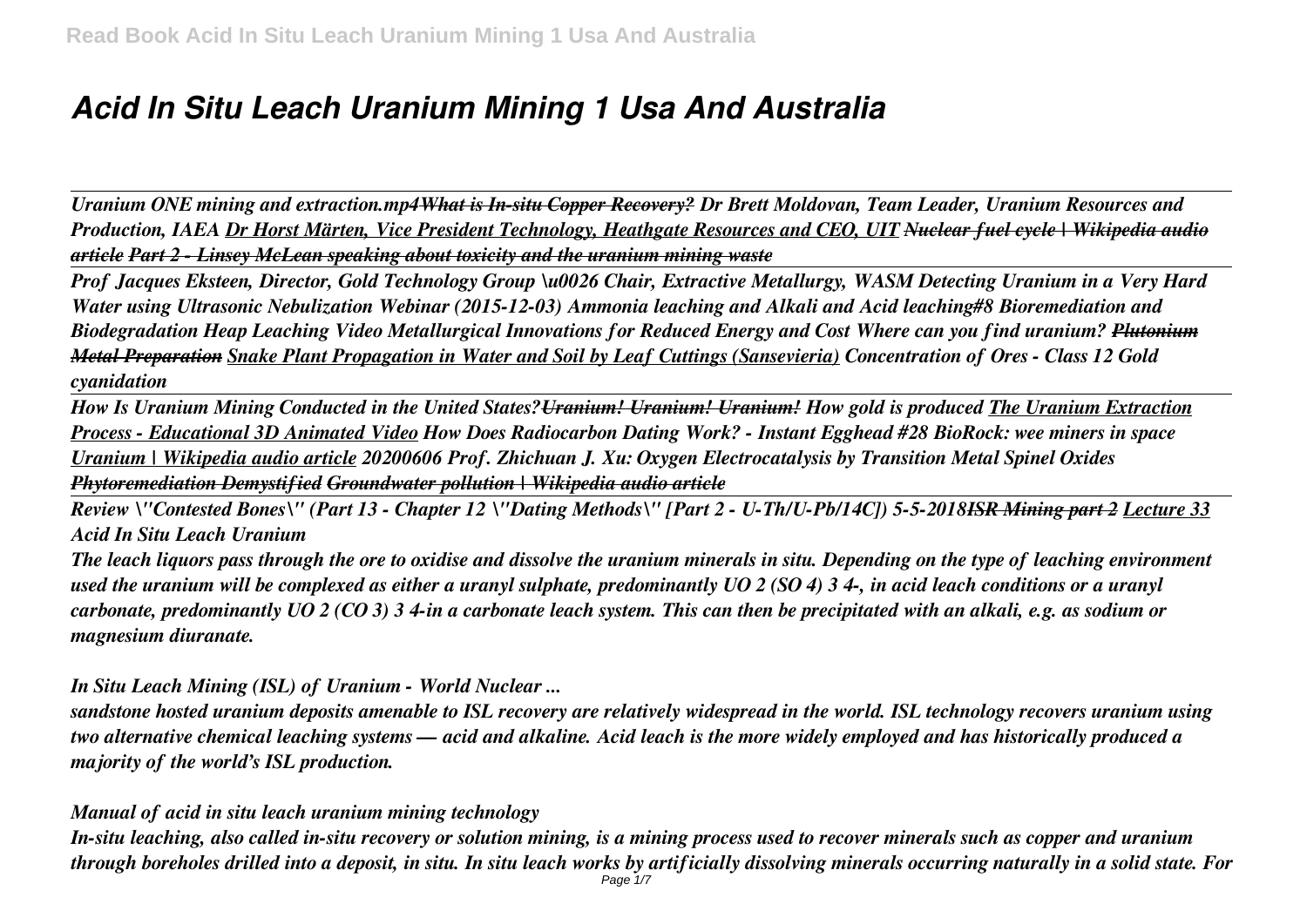# *Acid In Situ Leach Uranium Mining 1 Usa And Australia*

*Uranium ONE mining and extraction.mp4* *What is In-situ Copper Recovery?* *Dr Brett Moldovan, Team Leader, Uranium Resources and Production, IAEA* *Dr Horst Märten, Vice President Technology, Heathgate Resources and CEO, UIT* ~~*Nuclear fuel cycle | Wikipedia audio article*~~ *Part 2 - Linsey McLean speaking about toxicity and the uranium mining waste*

*Prof Jacques Eksteen, Director, Gold Technology Group \u0026 Chair, Extractive Metallurgy, WASM* *Detecting Uranium in a Very Hard Water using Ultrasonic Nebulization Webinar (2015-12-03)* *Ammonia leaching and Alkali and Acid leaching#8 Bioremediation and Biodegradation* *Heap Leaching Video* *Metallurgical Innovations for Reduced Energy and Cost* *Where can you find uranium?* ~~*Plutonium Metal Preparation*~~ *Snake Plant Propagation in Water and Soil by Leaf Cuttings (Sansevieria)* *Concentration of Ores - Class 12* *Gold cyanidation*

*How Is Uranium Mining Conducted in the United States?* ~~*Uranium! Uranium! Uranium!*~~ *How gold is produced* *The Uranium Extraction Process - Educational 3D Animated Video* *How Does Radiocarbon Dating Work? - Instant Egghead #28* *BioRock: wee miners in space* *Uranium | Wikipedia audio article* *20200606 Prof. Zhichuan J. Xu: Oxygen Electrocatalysis by Transition Metal Spinel Oxides* ~~*Phytoremediation Demystified*~~ ~~*Groundwater pollution | Wikipedia audio article*~~

*Review \"Contested Bones\" (Part 13 - Chapter 12 \"Dating Methods\" [Part 2 - U-Th/U-Pb/14C]) 5-5-2018* ~~*ISR Mining part 2*~~ *Lecture 33*

*Acid In Situ Leach Uranium*

*The leach liquors pass through the ore to oxidise and dissolve the uranium minerals in situ. Depending on the type of leaching environment used the uranium will be complexed as either a uranyl sulphate, predominantly UO 2 (SO 4) 3 4-, in acid leach conditions or a uranyl carbonate, predominantly UO 2 (CO 3) 3 4-in a carbonate leach system. This can then be precipitated with an alkali, e.g. as sodium or magnesium diuranate.*

*In Situ Leach Mining (ISL) of Uranium - World Nuclear ...*

*sandstone hosted uranium deposits amenable to ISL recovery are relatively widespread in the world. ISL technology recovers uranium using two alternative chemical leaching systems — acid and alkaline. Acid leach is the more widely employed and has historically produced a majority of the world's ISL production.*

*Manual of acid in situ leach uranium mining technology*

*In-situ leaching, also called in-situ recovery or solution mining, is a mining process used to recover minerals such as copper and uranium through boreholes drilled into a deposit, in situ. In situ leach works by artificially dissolving minerals occurring naturally in a solid state. For*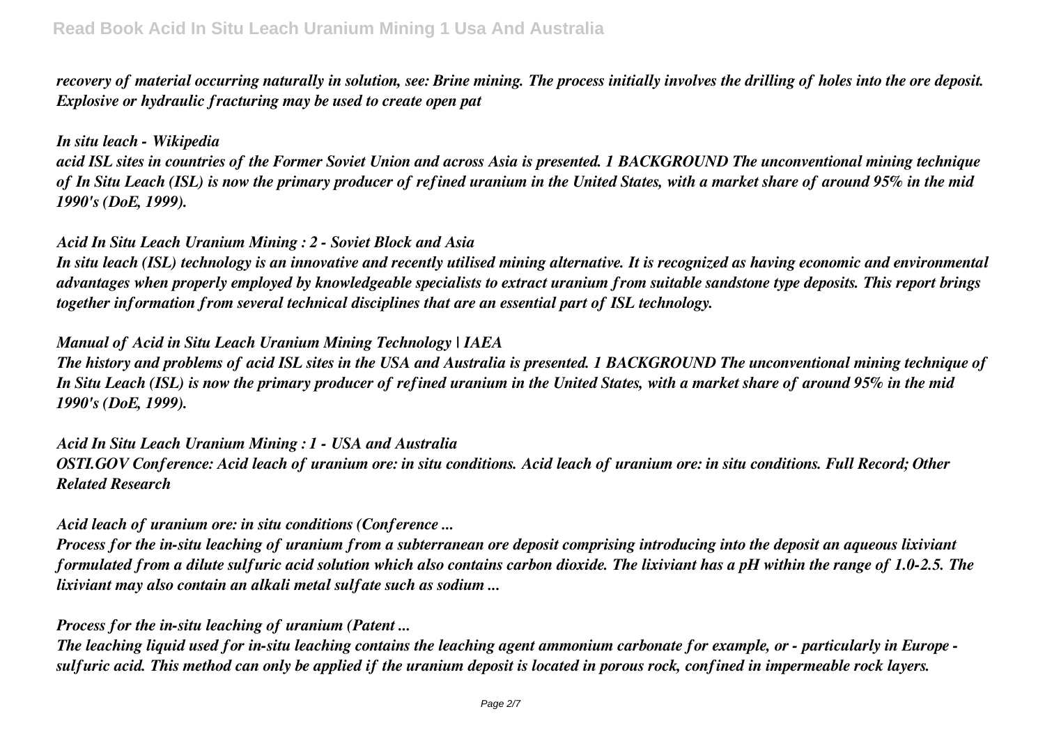*recovery of material occurring naturally in solution, see: Brine mining. The process initially involves the drilling of holes into the ore deposit. Explosive or hydraulic fracturing may be used to create open pat*

*In situ leach - Wikipedia*

*acid ISL sites in countries of the Former Soviet Union and across Asia is presented. 1 BACKGROUND The unconventional mining technique of In Situ Leach (ISL) is now the primary producer of refined uranium in the United States, with a market share of around 95% in the mid 1990's (DoE, 1999).*

*Acid In Situ Leach Uranium Mining : 2 - Soviet Block and Asia*

*In situ leach (ISL) technology is an innovative and recently utilised mining alternative. It is recognized as having economic and environmental advantages when properly employed by knowledgeable specialists to extract uranium from suitable sandstone type deposits. This report brings together information from several technical disciplines that are an essential part of ISL technology.*

*Manual of Acid in Situ Leach Uranium Mining Technology | IAEA*

*The history and problems of acid ISL sites in the USA and Australia is presented. 1 BACKGROUND The unconventional mining technique of In Situ Leach (ISL) is now the primary producer of refined uranium in the United States, with a market share of around 95% in the mid 1990's (DoE, 1999).*

*Acid In Situ Leach Uranium Mining : 1 - USA and Australia*

*OSTI.GOV Conference: Acid leach of uranium ore: in situ conditions. Acid leach of uranium ore: in situ conditions. Full Record; Other Related Research*

*Acid leach of uranium ore: in situ conditions (Conference ...*

*Process for the in-situ leaching of uranium from a subterranean ore deposit comprising introducing into the deposit an aqueous lixiviant formulated from a dilute sulfuric acid solution which also contains carbon dioxide. The lixiviant has a pH within the range of 1.0-2.5. The lixiviant may also contain an alkali metal sulfate such as sodium ...*

*Process for the in-situ leaching of uranium (Patent ...*

*The leaching liquid used for in-situ leaching contains the leaching agent ammonium carbonate for example, or - particularly in Europe - sulfuric acid. This method can only be applied if the uranium deposit is located in porous rock, confined in impermeable rock layers.*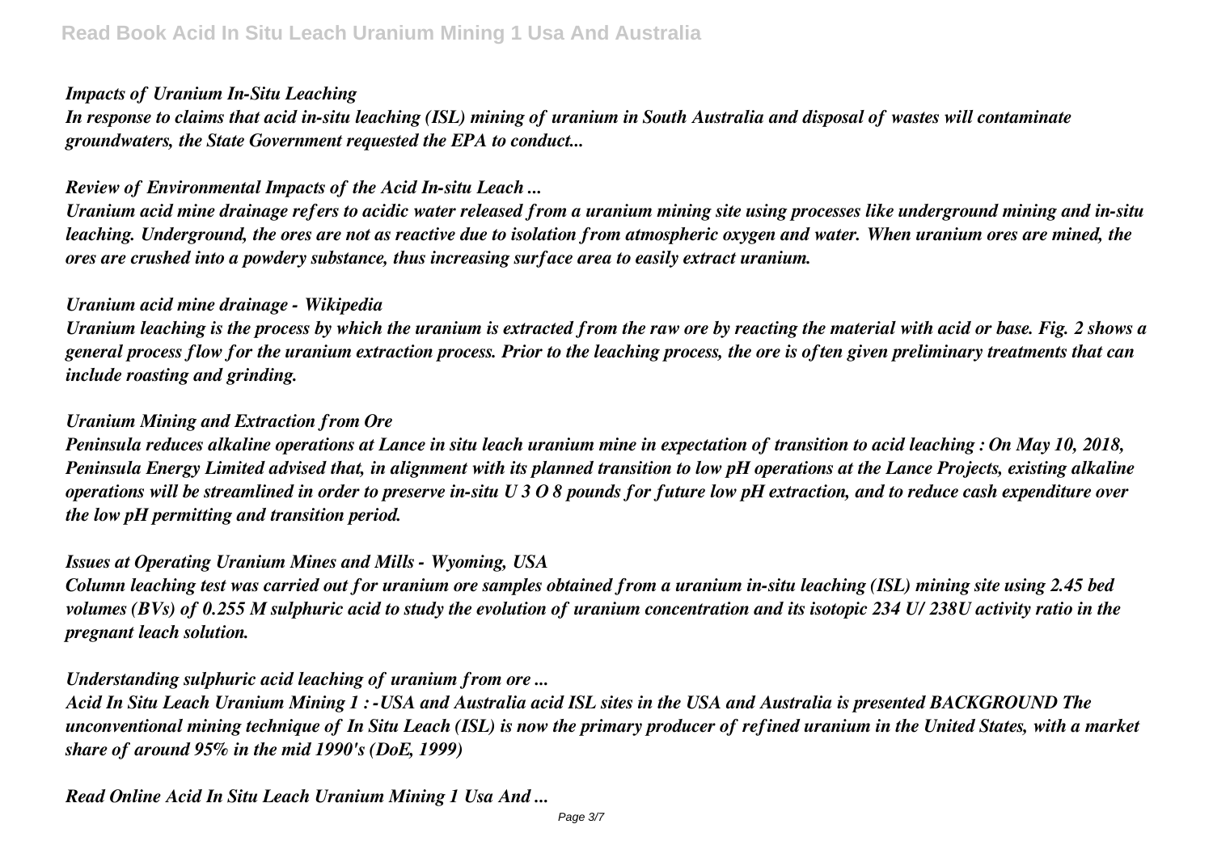*Impacts of Uranium In-Situ Leaching*

*In response to claims that acid in-situ leaching (ISL) mining of uranium in South Australia and disposal of wastes will contaminate groundwaters, the State Government requested the EPA to conduct...*

*Review of Environmental Impacts of the Acid In-situ Leach ...*

*Uranium acid mine drainage refers to acidic water released from a uranium mining site using processes like underground mining and in-situ leaching. Underground, the ores are not as reactive due to isolation from atmospheric oxygen and water. When uranium ores are mined, the ores are crushed into a powdery substance, thus increasing surface area to easily extract uranium.*

*Uranium acid mine drainage - Wikipedia*

*Uranium leaching is the process by which the uranium is extracted from the raw ore by reacting the material with acid or base. Fig. 2 shows a general process flow for the uranium extraction process. Prior to the leaching process, the ore is often given preliminary treatments that can include roasting and grinding.*

*Uranium Mining and Extraction from Ore*

*Peninsula reduces alkaline operations at Lance in situ leach uranium mine in expectation of transition to acid leaching : On May 10, 2018, Peninsula Energy Limited advised that, in alignment with its planned transition to low pH operations at the Lance Projects, existing alkaline operations will be streamlined in order to preserve in-situ $U_3O_8$ pounds for future low pH extraction, and to reduce cash expenditure over the low pH permitting and transition period.*

*Issues at Operating Uranium Mines and Mills - Wyoming, USA*

*Column leaching test was carried out for uranium ore samples obtained from a uranium in-situ leaching (ISL) mining site using 2.45 bed volumes (BVs) of 0.255 M sulphuric acid to study the evolution of uranium concentration and its isotopic $^{234}U/^{238}U$ activity ratio in the pregnant leach solution.*

*Understanding sulphuric acid leaching of uranium from ore ...*

*Acid In Situ Leach Uranium Mining 1 : -USA and Australia acid ISL sites in the USA and Australia is presented BACKGROUND The unconventional mining technique of In Situ Leach (ISL) is now the primary producer of refined uranium in the United States, with a market share of around 95% in the mid 1990's (DoE, 1999)*

*Read Online Acid In Situ Leach Uranium Mining 1 Usa And ...*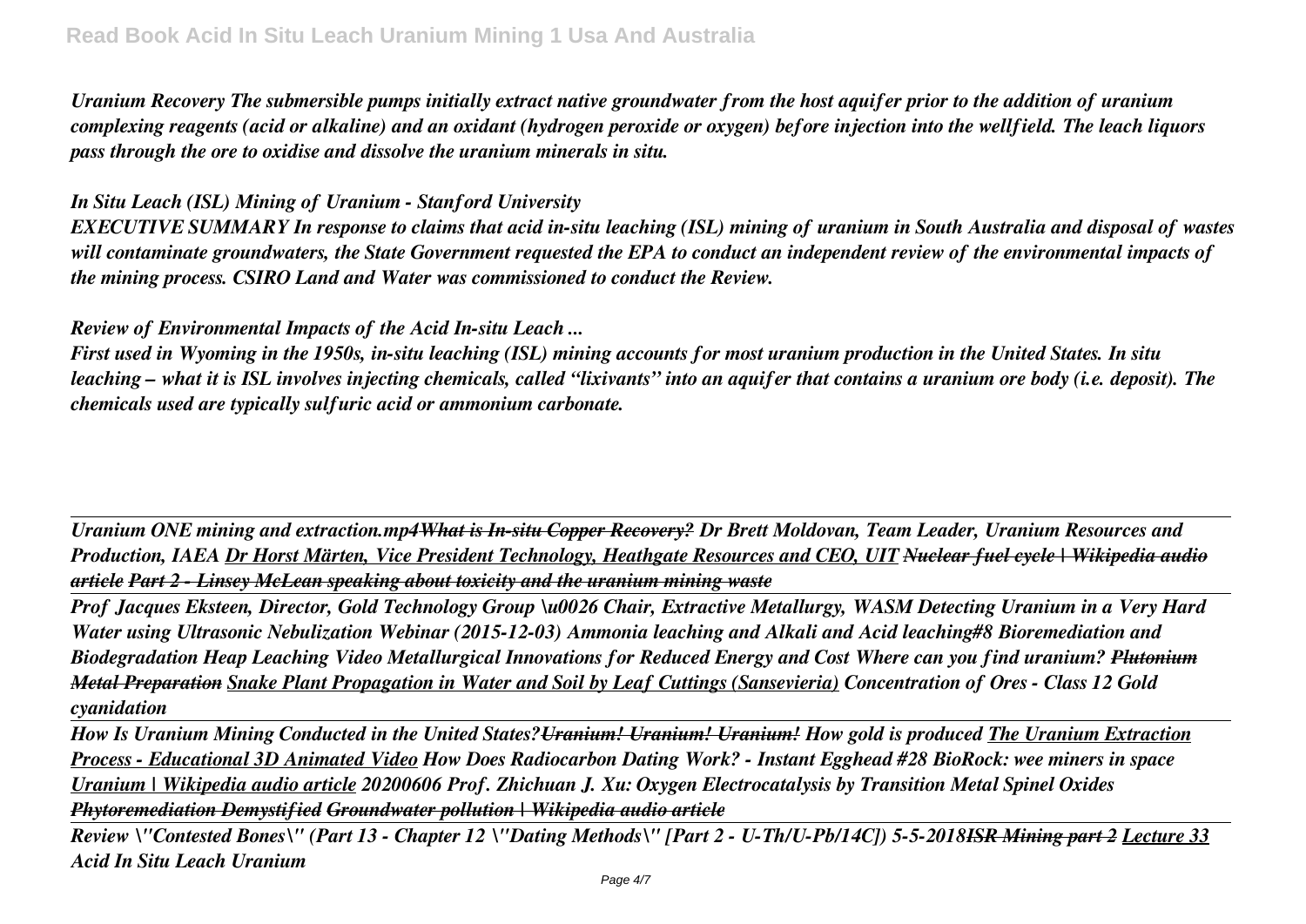*Uranium Recovery The submersible pumps initially extract native groundwater from the host aquifer prior to the addition of uranium complexing reagents (acid or alkaline) and an oxidant (hydrogen peroxide or oxygen) before injection into the wellfield. The leach liquors pass through the ore to oxidise and dissolve the uranium minerals in situ.*

*In Situ Leach (ISL) Mining of Uranium - Stanford University*

*EXECUTIVE SUMMARY In response to claims that acid in-situ leaching (ISL) mining of uranium in South Australia and disposal of wastes will contaminate groundwaters, the State Government requested the EPA to conduct an independent review of the environmental impacts of the mining process. CSIRO Land and Water was commissioned to conduct the Review.*

*Review of Environmental Impacts of the Acid In-situ Leach ...*

*First used in Wyoming in the 1950s, in-situ leaching (ISL) mining accounts for most uranium production in the United States. In situ leaching – what it is ISL involves injecting chemicals, called "lixivants" into an aquifer that contains a uranium ore body (i.e. deposit). The chemicals used are typically sulfuric acid or ammonium carbonate.*

---

*Uranium ONE mining and extraction.mp4 What is In-situ Copper Recovery? Dr Brett Moldovan, Team Leader, Uranium Resources and Production, IAEA Dr Horst Märten, Vice President Technology, Heathgate Resources and CEO, UIT ~~Nuclear fuel cycle | Wikipedia audio article~~ Part 2 - Linsey McLean speaking about toxicity and the uranium mining waste*

---

*Prof Jacques Eksteen, Director, Gold Technology Group \u0026 Chair, Extractive Metallurgy, WASM Detecting Uranium in a Very Hard Water using Ultrasonic Nebulization Webinar (2015-12-03) Ammonia leaching and Alkali and Acid leaching#8 Bioremediation and Biodegradation Heap Leaching Video Metallurgical Innovations for Reduced Energy and Cost Where can you find uranium? ~~Plutonium Metal Preparation~~ Snake Plant Propagation in Water and Soil by Leaf Cuttings (Sansevieria) Concentration of Ores - Class 12 Gold cyanidation*

---

*How Is Uranium Mining Conducted in the United States? ~~Uranium! Uranium! Uranium!~~ How gold is produced The Uranium Extraction Process - Educational 3D Animated Video How Does Radiocarbon Dating Work? - Instant Egghead #28 BioRock: wee miners in space Uranium | Wikipedia audio article 20200606 Prof. Zhichuan J. Xu: Oxygen Electrocatalysis by Transition Metal Spinel Oxides ~~Phytoremediation Demystified~~ ~~Groundwater pollution | Wikipedia audio article~~*

---

*Review \"Contested Bones\" (Part 13 - Chapter 12 \"Dating Methods\" [Part 2 - U-Th/U-Pb/14C]) 5-5-2018 ~~ISR Mining part 2~~ Lecture 33*
*Acid In Situ Leach Uranium*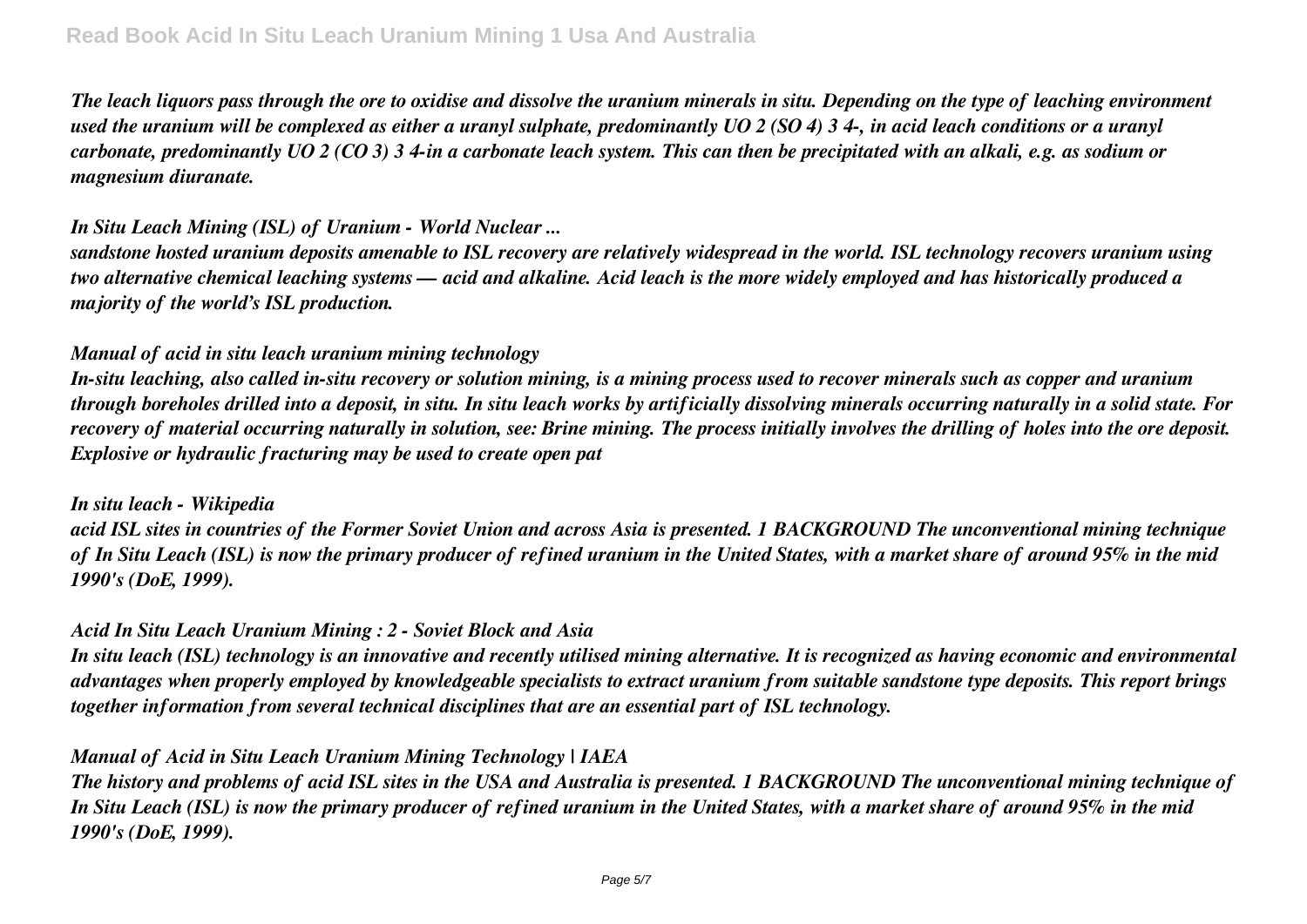*The leach liquors pass through the ore to oxidise and dissolve the uranium minerals in situ. Depending on the type of leaching environment used the uranium will be complexed as either a uranyl sulphate, predominantly $UO_2(SO_4)_3^{4-}$, in acid leach conditions or a uranyl carbonate, predominantly $UO_2(CO_3)_3^{4-}$ in a carbonate leach system. This can then be precipitated with an alkali, e.g. as sodium or magnesium diuranate.*

*In Situ Leach Mining (ISL) of Uranium - World Nuclear ...*

*sandstone hosted uranium deposits amenable to ISL recovery are relatively widespread in the world. ISL technology recovers uranium using two alternative chemical leaching systems — acid and alkaline. Acid leach is the more widely employed and has historically produced a majority of the world's ISL production.*

*Manual of acid in situ leach uranium mining technology*

*In-situ leaching, also called in-situ recovery or solution mining, is a mining process used to recover minerals such as copper and uranium through boreholes drilled into a deposit, in situ. In situ leach works by artificially dissolving minerals occurring naturally in a solid state. For recovery of material occurring naturally in solution, see: Brine mining. The process initially involves the drilling of holes into the ore deposit. Explosive or hydraulic fracturing may be used to create open pat*

*In situ leach - Wikipedia*

*acid ISL sites in countries of the Former Soviet Union and across Asia is presented. 1 BACKGROUND The unconventional mining technique of In Situ Leach (ISL) is now the primary producer of refined uranium in the United States, with a market share of around 95% in the mid 1990's (DoE, 1999).*

*Acid In Situ Leach Uranium Mining : 2 - Soviet Block and Asia*

*In situ leach (ISL) technology is an innovative and recently utilised mining alternative. It is recognized as having economic and environmental advantages when properly employed by knowledgeable specialists to extract uranium from suitable sandstone type deposits. This report brings together information from several technical disciplines that are an essential part of ISL technology.*

*Manual of Acid in Situ Leach Uranium Mining Technology | IAEA*

*The history and problems of acid ISL sites in the USA and Australia is presented. 1 BACKGROUND The unconventional mining technique of In Situ Leach (ISL) is now the primary producer of refined uranium in the United States, with a market share of around 95% in the mid 1990's (DoE, 1999).*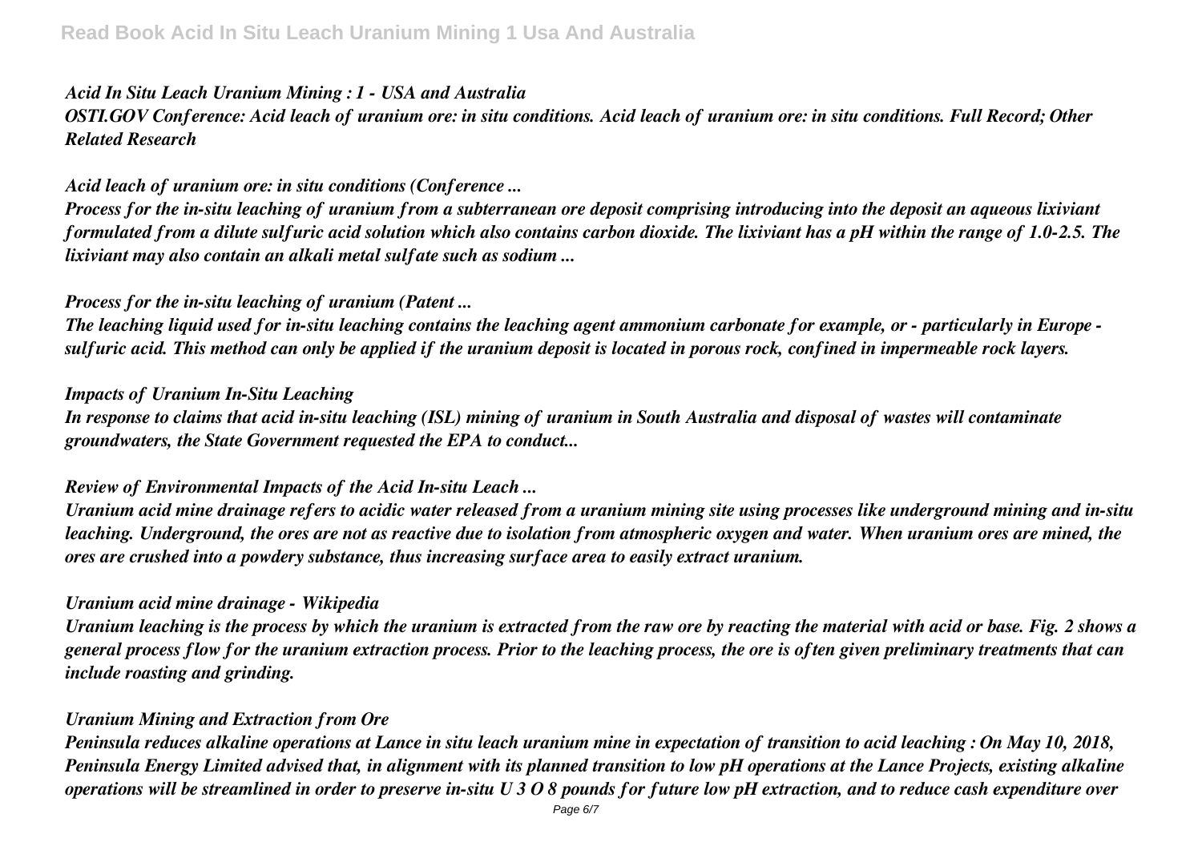*Acid In Situ Leach Uranium Mining : 1 - USA and Australia*

*OSTI.GOV Conference: Acid leach of uranium ore: in situ conditions. Acid leach of uranium ore: in situ conditions. Full Record; Other Related Research*

*Acid leach of uranium ore: in situ conditions (Conference ...*

*Process for the in-situ leaching of uranium from a subterranean ore deposit comprising introducing into the deposit an aqueous lixiviant formulated from a dilute sulfuric acid solution which also contains carbon dioxide. The lixiviant has a pH within the range of 1.0-2.5. The lixiviant may also contain an alkali metal sulfate such as sodium ...*

*Process for the in-situ leaching of uranium (Patent ...*

*The leaching liquid used for in-situ leaching contains the leaching agent ammonium carbonate for example, or - particularly in Europe - sulfuric acid. This method can only be applied if the uranium deposit is located in porous rock, confined in impermeable rock layers.*

*Impacts of Uranium In-Situ Leaching*

*In response to claims that acid in-situ leaching (ISL) mining of uranium in South Australia and disposal of wastes will contaminate groundwaters, the State Government requested the EPA to conduct...*

*Review of Environmental Impacts of the Acid In-situ Leach ...*

*Uranium acid mine drainage refers to acidic water released from a uranium mining site using processes like underground mining and in-situ leaching. Underground, the ores are not as reactive due to isolation from atmospheric oxygen and water. When uranium ores are mined, the ores are crushed into a powdery substance, thus increasing surface area to easily extract uranium.*

*Uranium acid mine drainage - Wikipedia*

*Uranium leaching is the process by which the uranium is extracted from the raw ore by reacting the material with acid or base. Fig. 2 shows a general process flow for the uranium extraction process. Prior to the leaching process, the ore is often given preliminary treatments that can include roasting and grinding.*

*Uranium Mining and Extraction from Ore*

*Peninsula reduces alkaline operations at Lance in situ leach uranium mine in expectation of transition to acid leaching : On May 10, 2018, Peninsula Energy Limited advised that, in alignment with its planned transition to low pH operations at the Lance Projects, existing alkaline operations will be streamlined in order to preserve in-situ $U_3O_8$ pounds for future low pH extraction, and to reduce cash expenditure over*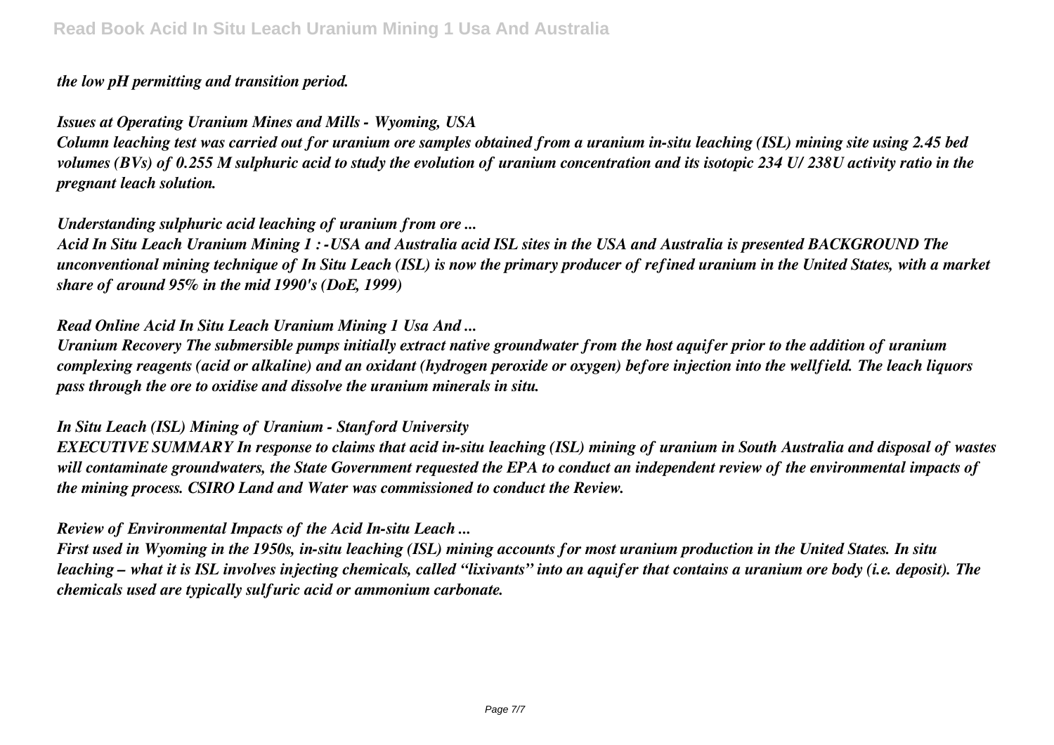*the low pH permitting and transition period.*

*Issues at Operating Uranium Mines and Mills - Wyoming, USA*

*Column leaching test was carried out for uranium ore samples obtained from a uranium in-situ leaching (ISL) mining site using 2.45 bed volumes (BVs) of 0.255 M sulphuric acid to study the evolution of uranium concentration and its isotopic 234 U/ 238U activity ratio in the pregnant leach solution.*

*Understanding sulphuric acid leaching of uranium from ore ...*

*Acid In Situ Leach Uranium Mining 1 : -USA and Australia acid ISL sites in the USA and Australia is presented BACKGROUND The unconventional mining technique of In Situ Leach (ISL) is now the primary producer of refined uranium in the United States, with a market share of around 95% in the mid 1990's (DoE, 1999)*

*Read Online Acid In Situ Leach Uranium Mining 1 Usa And ...*

*Uranium Recovery The submersible pumps initially extract native groundwater from the host aquifer prior to the addition of uranium complexing reagents (acid or alkaline) and an oxidant (hydrogen peroxide or oxygen) before injection into the wellfield. The leach liquors pass through the ore to oxidise and dissolve the uranium minerals in situ.*

*In Situ Leach (ISL) Mining of Uranium - Stanford University*

*EXECUTIVE SUMMARY In response to claims that acid in-situ leaching (ISL) mining of uranium in South Australia and disposal of wastes will contaminate groundwaters, the State Government requested the EPA to conduct an independent review of the environmental impacts of the mining process. CSIRO Land and Water was commissioned to conduct the Review.*

*Review of Environmental Impacts of the Acid In-situ Leach ...*

*First used in Wyoming in the 1950s, in-situ leaching (ISL) mining accounts for most uranium production in the United States. In situ leaching – what it is ISL involves injecting chemicals, called "lixivants" into an aquifer that contains a uranium ore body (i.e. deposit). The chemicals used are typically sulfuric acid or ammonium carbonate.*